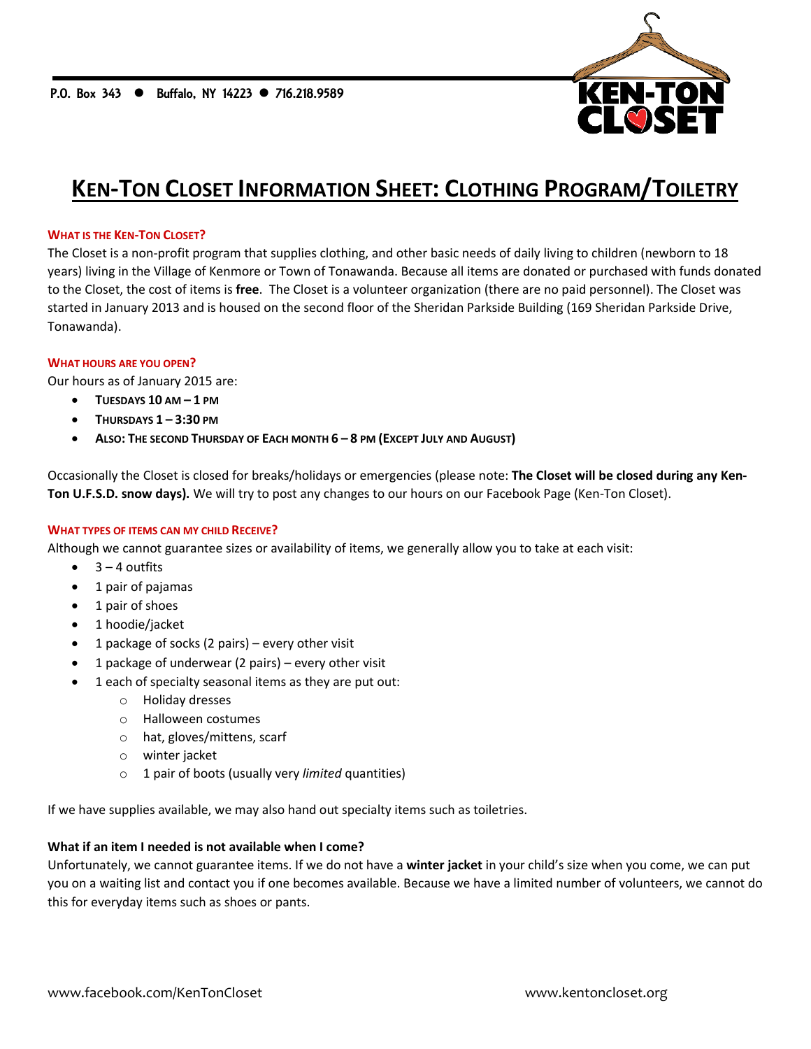P.O. Box 343 ● Buffalo, NY 14223 ● 716.218.9589

# KEN-TON CLOSET INFORMATION SHEET: CLOTHING PROGRAM/TOILETRY

## WHAT IS THE KEN-TON CLOSET?

The Closet is a non-profit program that supplies clothing, and other basic needs of daily living to children (newborn to 18 years) living in the Village of Kenmore or Town of Tonawanda. Because all items are donated or purchased with funds donated to the Closet, the cost of items is **free**. The Closet is a volunteer organization (there are no paid personnel). The Closet was started in January 2013 and is housed on the second floor of the Sheridan Parkside Building (169 Sheridan Parkside Drive, Tonawanda).

## WHAT HOURS ARE YOU OPEN?

Our hours as of January 2015 are:

- **TUESDAYS 10 AM – 1 PM**
- **THURSDAYS 1 – 3:30 PM**
- **ALSO: THE SECOND THURSDAY OF EACH MONTH 6 – 8 PM (EXCEPT JULY AND AUGUST)**

Occasionally the Closet is closed for breaks/holidays or emergencies (please note: **The Closet will be closed during any Ken-Ton U.F.S.D. snow days).** We will try to post any changes to our hours on our Facebook Page (Ken-Ton Closet).

## WHAT TYPES OF ITEMS CAN MY CHILD RECEIVE?

Although we cannot guarantee sizes or availability of items, we generally allow you to take at each visit:

- 3 – 4 outfits
- 1 pair of pajamas
- 1 pair of shoes
- 1 hoodie/jacket
- 1 package of socks (2 pairs) – every other visit
- 1 package of underwear (2 pairs) – every other visit
- 1 each of specialty seasonal items as they are put out:
  - Holiday dresses
  - Halloween costumes
  - hat, gloves/mittens, scarf
  - winter jacket
  - 1 pair of boots (usually very *limited* quantities)

If we have supplies available, we may also hand out specialty items such as toiletries.

### What if an item I needed is not available when I come?

Unfortunately, we cannot guarantee items. If we do not have a **winter jacket** in your child's size when you come, we can put you on a waiting list and contact you if one becomes available. Because we have a limited number of volunteers, we cannot do this for everyday items such as shoes or pants.

www.facebook.com/KenTonCloset www.kentoncloset.org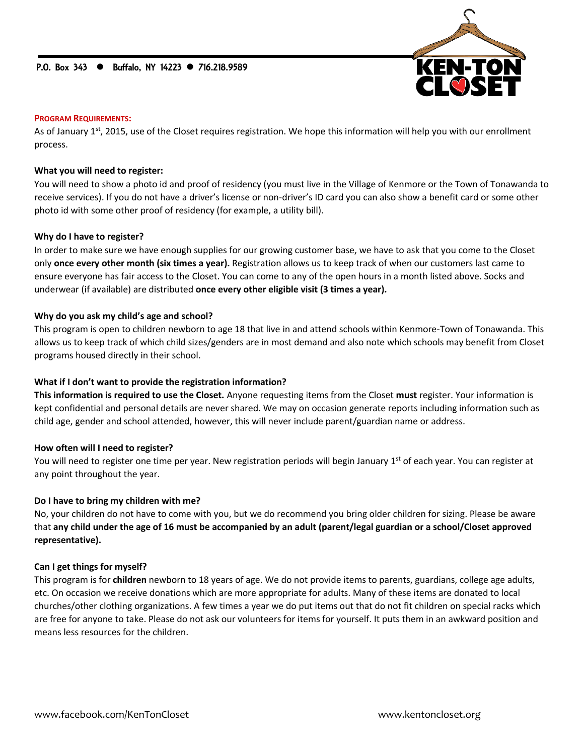P.O. Box 343 ● Buffalo, NY 14223 ● 716.218.9589

KEN-TON CLOSET

**PROGRAM REQUIREMENTS:**

As of January 1st, 2015, use of the Closet requires registration. We hope this information will help you with our enrollment process.

**What you will need to register:**

You will need to show a photo id and proof of residency (you must live in the Village of Kenmore or the Town of Tonawanda to receive services). If you do not have a driver's license or non-driver's ID card you can also show a benefit card or some other photo id with some other proof of residency (for example, a utility bill).

**Why do I have to register?**

In order to make sure we have enough supplies for our growing customer base, we have to ask that you come to the Closet only **once every other month (six times a year).** Registration allows us to keep track of when our customers last came to ensure everyone has fair access to the Closet. You can come to any of the open hours in a month listed above. Socks and underwear (if available) are distributed **once every other eligible visit (3 times a year).**

**Why do you ask my child's age and school?**

This program is open to children newborn to age 18 that live in and attend schools within Kenmore-Town of Tonawanda. This allows us to keep track of which child sizes/genders are in most demand and also note which schools may benefit from Closet programs housed directly in their school.

**What if I don't want to provide the registration information?**

**This information is required to use the Closet.** Anyone requesting items from the Closet **must** register. Your information is kept confidential and personal details are never shared. We may on occasion generate reports including information such as child age, gender and school attended, however, this will never include parent/guardian name or address.

**How often will I need to register?**

You will need to register one time per year. New registration periods will begin January 1st of each year. You can register at any point throughout the year.

**Do I have to bring my children with me?**

No, your children do not have to come with you, but we do recommend you bring older children for sizing. Please be aware that **any child under the age of 16 must be accompanied by an adult (parent/legal guardian or a school/Closet approved representative).**

**Can I get things for myself?**

This program is for **children** newborn to 18 years of age. We do not provide items to parents, guardians, college age adults, etc. On occasion we receive donations which are more appropriate for adults. Many of these items are donated to local churches/other clothing organizations. A few times a year we do put items out that do not fit children on special racks which are free for anyone to take. Please do not ask our volunteers for items for yourself. It puts them in an awkward position and means less resources for the children.

www.facebook.com/KenTonCloset www.kentoncloset.org